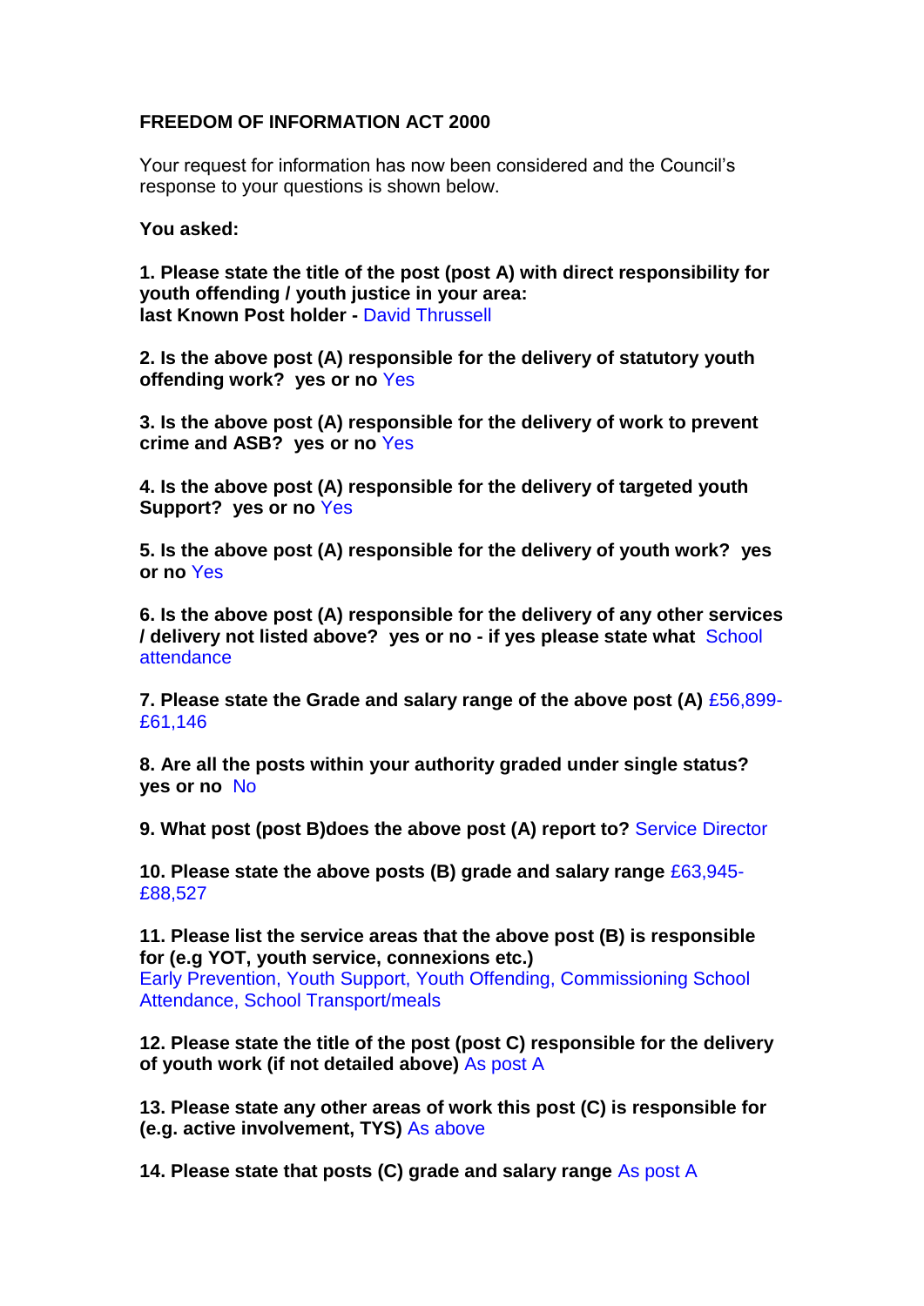**FREEDOM OF INFORMATION ACT 2000**

Your request for information has now been considered and the Council's response to your questions is shown below.

**You asked:**

**1. Please state the title of the post (post A) with direct responsibility for youth offending / youth justice in your area:**
**last Known Post holder -** David Thrussell

**2. Is the above post (A) responsible for the delivery of statutory youth offending work? yes or no** Yes

**3. Is the above post (A) responsible for the delivery of work to prevent crime and ASB? yes or no** Yes

**4. Is the above post (A) responsible for the delivery of targeted youth Support? yes or no** Yes

**5. Is the above post (A) responsible for the delivery of youth work? yes or no** Yes

**6. Is the above post (A) responsible for the delivery of any other services / delivery not listed above? yes or no - if yes please state what** School attendance

**7. Please state the Grade and salary range of the above post (A)** £56,899-£61,146

**8. Are all the posts within your authority graded under single status? yes or no** No

**9. What post (post B)does the above post (A) report to?** Service Director

**10. Please state the above posts (B) grade and salary range** £63,945-£88,527

**11. Please list the service areas that the above post (B) is responsible for (e.g YOT, youth service, connexions etc.)**
Early Prevention, Youth Support, Youth Offending, Commissioning School Attendance, School Transport/meals

**12. Please state the title of the post (post C) responsible for the delivery of youth work (if not detailed above)** As post A

**13. Please state any other areas of work this post (C) is responsible for (e.g. active involvement, TYS)** As above

**14. Please state that posts (C) grade and salary range** As post A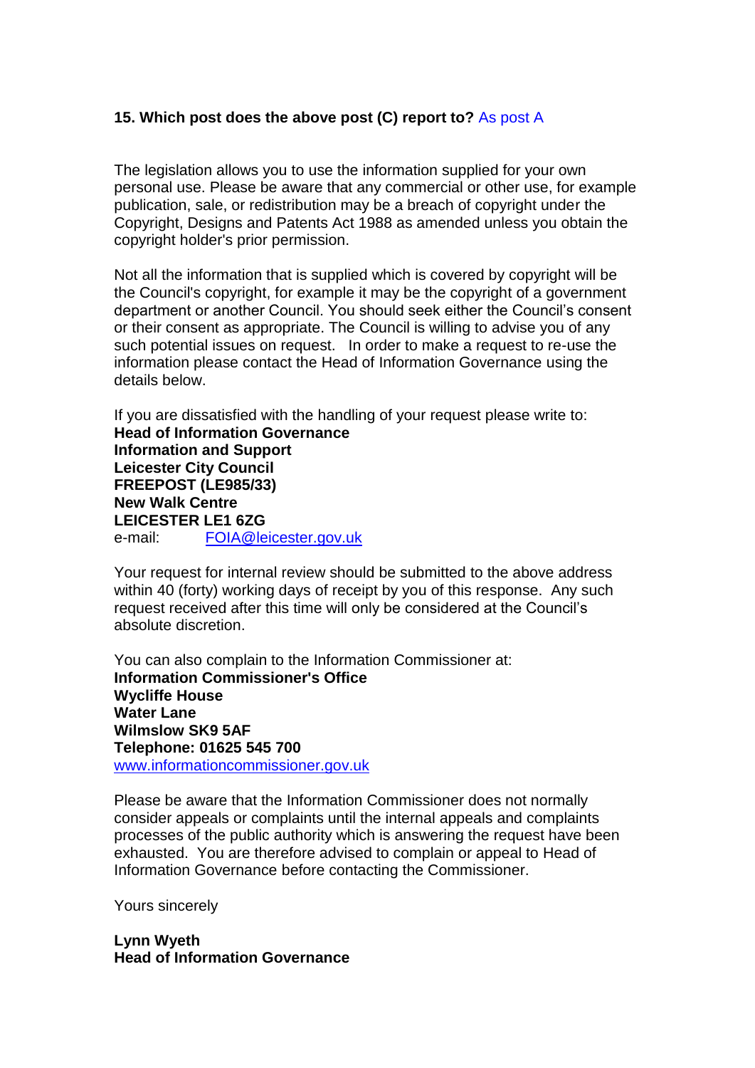**15. Which post does the above post (C) report to?** As post A

The legislation allows you to use the information supplied for your own personal use. Please be aware that any commercial or other use, for example publication, sale, or redistribution may be a breach of copyright under the Copyright, Designs and Patents Act 1988 as amended unless you obtain the copyright holder's prior permission.

Not all the information that is supplied which is covered by copyright will be the Council's copyright, for example it may be the copyright of a government department or another Council. You should seek either the Council's consent or their consent as appropriate. The Council is willing to advise you of any such potential issues on request. In order to make a request to re-use the information please contact the Head of Information Governance using the details below.

If you are dissatisfied with the handling of your request please write to:
**Head of Information Governance**
**Information and Support**
**Leicester City Council**
**FREEPOST (LE985/33)**
**New Walk Centre**
**LEICESTER LE1 6ZG**
e-mail: FOIA@leicester.gov.uk

Your request for internal review should be submitted to the above address within 40 (forty) working days of receipt by you of this response. Any such request received after this time will only be considered at the Council's absolute discretion.

You can also complain to the Information Commissioner at:
**Information Commissioner's Office**
**Wycliffe House**
**Water Lane**
**Wilmslow SK9 5AF**
**Telephone: 01625 545 700**
www.informationcommissioner.gov.uk

Please be aware that the Information Commissioner does not normally consider appeals or complaints until the internal appeals and complaints processes of the public authority which is answering the request have been exhausted. You are therefore advised to complain or appeal to Head of Information Governance before contacting the Commissioner.

Yours sincerely

**Lynn Wyeth**
**Head of Information Governance**